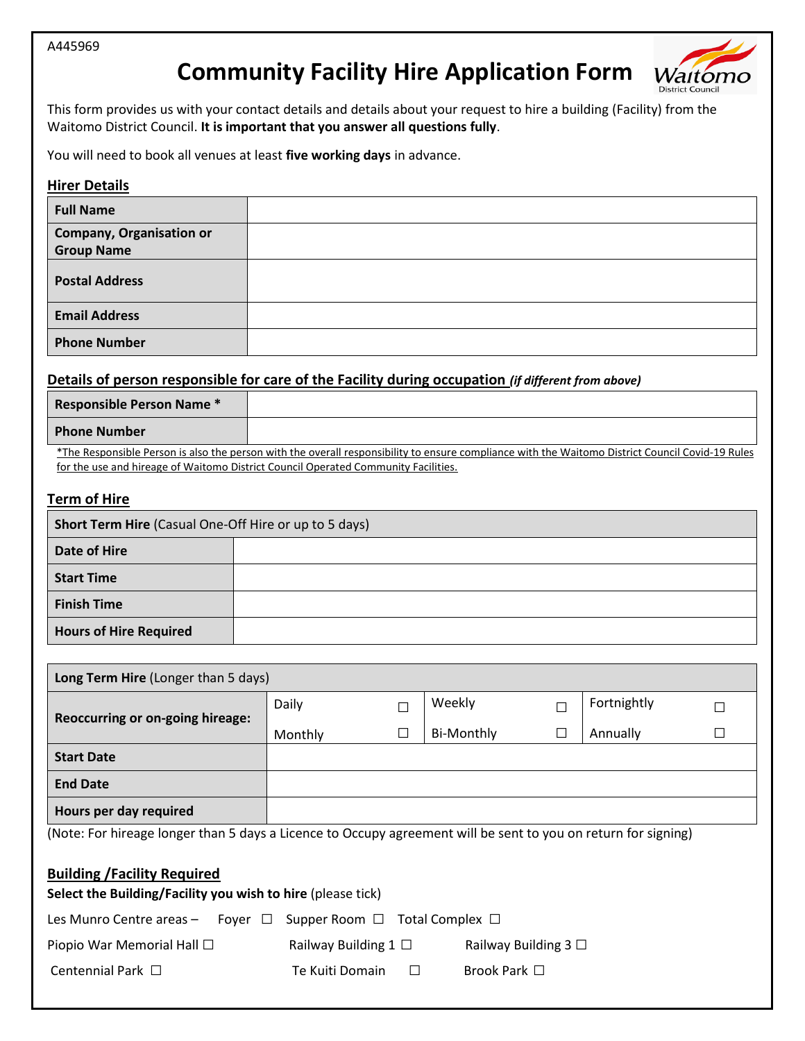A445969

# Community Facility Hire Application Form

This form provides us with your contact details and details about your request to hire a building (Facility) from the Waitomo District Council. **It is important that you answer all questions fully**.

You will need to book all venues at least **five working days** in advance.

## Hirer Details

| | |
|---|---|
| **Full Name** | |
| **Company, Organisation or Group Name** | |
| **Postal Address** | |
| **Email Address** | |
| **Phone Number** | |

## Details of person responsible for care of the Facility during occupation *(if different from above)*

| | |
|---|---|
| **Responsible Person Name *** | |
| **Phone Number** | |

*The Responsible Person is also the person with the overall responsibility to ensure compliance with the Waitomo District Council Covid-19 Rules for the use and hireage of Waitomo District Council Operated Community Facilities.

## Term of Hire

| **Short Term Hire** (Casual One-Off Hire or up to 5 days) | |
|---|---|
| **Date of Hire** | |
| **Start Time** | |
| **Finish Time** | |
| **Hours of Hire Required** | |

| **Long Term Hire** (Longer than 5 days) | | | |
|---|---|---|---|
| **Reoccurring or on-going hireage:** | Daily ☐<br>Monthly ☐ | Weekly ☐<br>Bi-Monthly ☐ | Fortnightly ☐<br>Annually ☐ |
| **Start Date** | | | |
| **End Date** | | | |
| **Hours per day required** | | | |

(Note: For hireage longer than 5 days a Licence to Occupy agreement will be sent to you on return for signing)

## Building /Facility Required

**Select the Building/Facility you wish to hire** (please tick)

Les Munro Centre areas – Foyer ☐ Supper Room ☐ Total Complex ☐

Piopio War Memorial Hall ☐ Railway Building 1 ☐ Railway Building 3 ☐

Centennial Park ☐ Te Kuiti Domain ☐ Brook Park ☐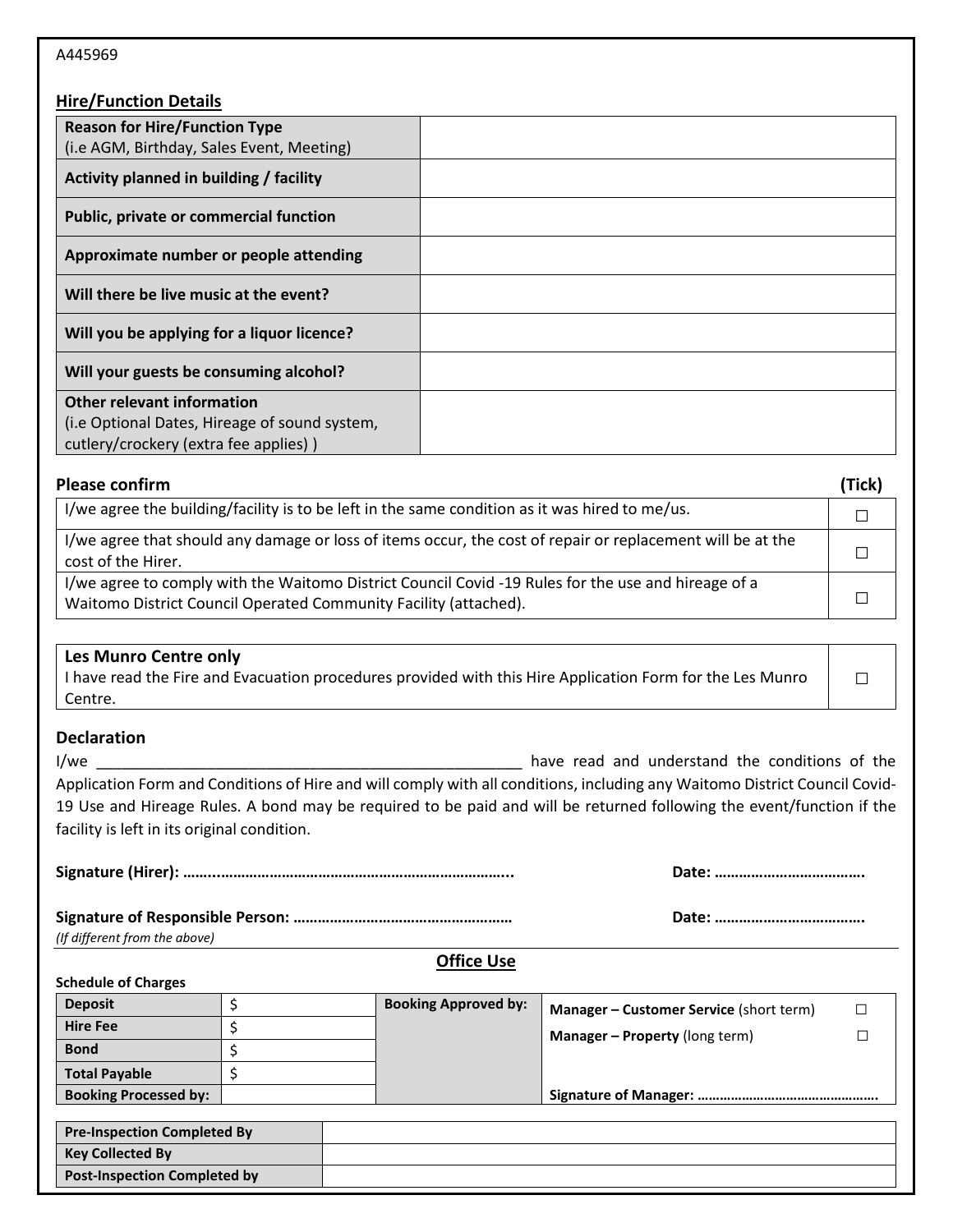A445969

**Hire/Function Details**

| **Reason for Hire/Function Type** (i.e AGM, Birthday, Sales Event, Meeting) | |
|---|---|
| **Activity planned in building / facility** | |
| **Public, private or commercial function** | |
| **Approximate number or people attending** | |
| **Will there be live music at the event?** | |
| **Will you be applying for a liquor licence?** | |
| **Will your guests be consuming alcohol?** | |
| **Other relevant information** (i.e Optional Dates, Hireage of sound system, cutlery/crockery (extra fee applies) ) | |

| **Please confirm** | **(Tick)** |
|---|---|
| I/we agree the building/facility is to be left in the same condition as it was hired to me/us. | ☐ |
| I/we agree that should any damage or loss of items occur, the cost of repair or replacement will be at the cost of the Hirer. | ☐ |
| I/we agree to comply with the Waitomo District Council Covid -19 Rules for the use and hireage of a Waitomo District Council Operated Community Facility (attached). | ☐ |

| **Les Munro Centre only** I have read the Fire and Evacuation procedures provided with this Hire Application Form for the Les Munro Centre. | ☐ |
|---|---|

### Declaration

I/we ____________________________________________________ have read and understand the conditions of the Application Form and Conditions of Hire and will comply with all conditions, including any Waitomo District Council Covid-19 Use and Hireage Rules. A bond may be required to be paid and will be returned following the event/function if the facility is left in its original condition.

**Signature (Hirer): …….……………………………………………………………..** **Date: ……………………………….**

**Signature of Responsible Person: ………………………………………………** **Date: ……………………………….**
*(If different from the above)*

## Office Use

**Schedule of Charges**

| **Deposit** | $ | **Booking Approved by:** | **Manager – Customer Service** (short term) ☐ |
|---|---|---|---|
| **Hire Fee** | $ | | **Manager – Property** (long term) ☐ |
| **Bond** | $ | | |
| **Total Payable** | $ | | |
| **Booking Processed by:** | | | **Signature of Manager: …………………………………………** |

| **Pre-Inspection Completed By** | |
|---|---|
| **Key Collected By** | |
| **Post-Inspection Completed by** | |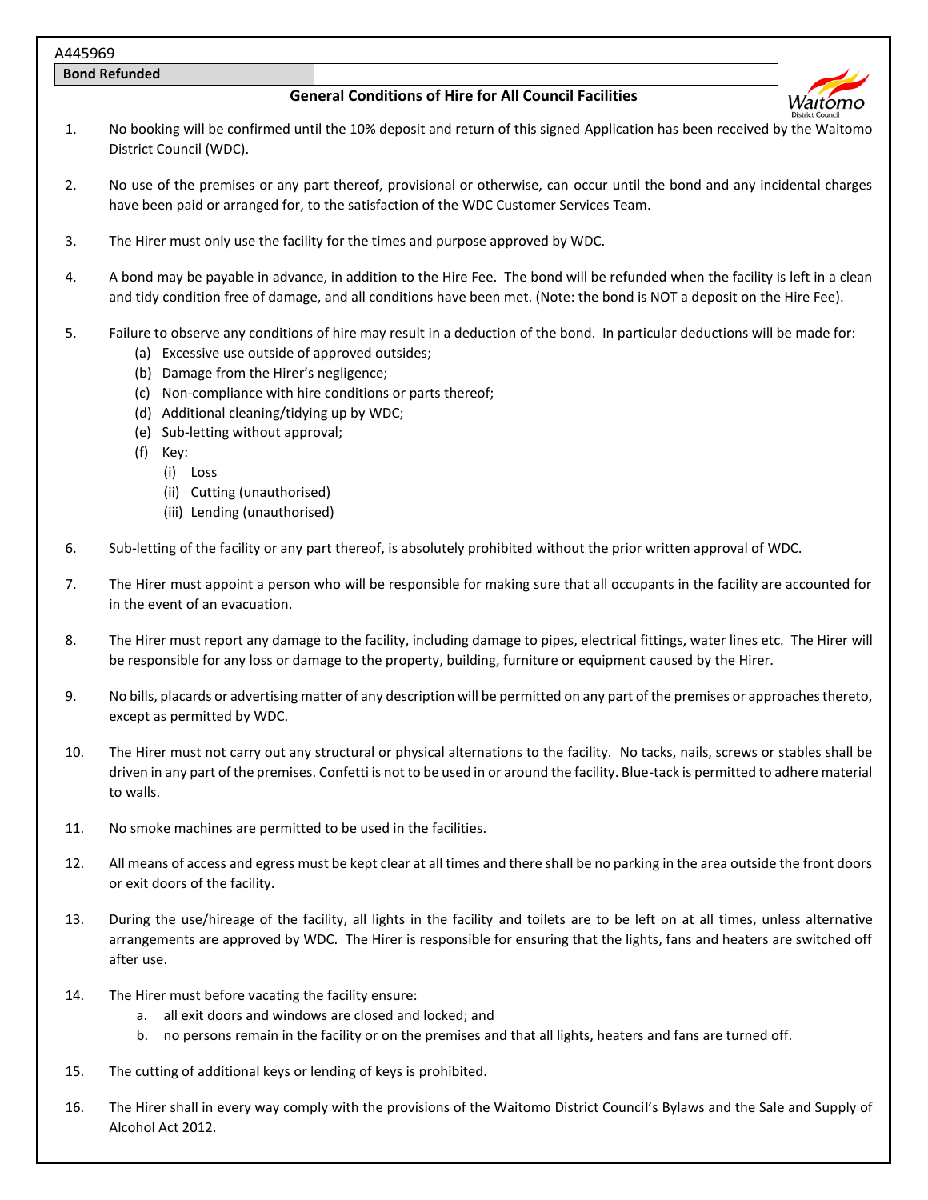A445969

| Bond Refunded | |
|---|---|

## General Conditions of Hire for All Council Facilities

1. No booking will be confirmed until the 10% deposit and return of this signed Application has been received by the Waitomo District Council (WDC).

2. No use of the premises or any part thereof, provisional or otherwise, can occur until the bond and any incidental charges have been paid or arranged for, to the satisfaction of the WDC Customer Services Team.

3. The Hirer must only use the facility for the times and purpose approved by WDC.

4. A bond may be payable in advance, in addition to the Hire Fee. The bond will be refunded when the facility is left in a clean and tidy condition free of damage, and all conditions have been met. (Note: the bond is NOT a deposit on the Hire Fee).

5. Failure to observe any conditions of hire may result in a deduction of the bond. In particular deductions will be made for:
   - (a) Excessive use outside of approved outsides;
   - (b) Damage from the Hirer's negligence;
   - (c) Non-compliance with hire conditions or parts thereof;
   - (d) Additional cleaning/tidying up by WDC;
   - (e) Sub-letting without approval;
   - (f) Key:
     - (i) Loss
     - (ii) Cutting (unauthorised)
     - (iii) Lending (unauthorised)

6. Sub-letting of the facility or any part thereof, is absolutely prohibited without the prior written approval of WDC.

7. The Hirer must appoint a person who will be responsible for making sure that all occupants in the facility are accounted for in the event of an evacuation.

8. The Hirer must report any damage to the facility, including damage to pipes, electrical fittings, water lines etc. The Hirer will be responsible for any loss or damage to the property, building, furniture or equipment caused by the Hirer.

9. No bills, placards or advertising matter of any description will be permitted on any part of the premises or approaches thereto, except as permitted by WDC.

10. The Hirer must not carry out any structural or physical alternations to the facility. No tacks, nails, screws or stables shall be driven in any part of the premises. Confetti is not to be used in or around the facility. Blue-tack is permitted to adhere material to walls.

11. No smoke machines are permitted to be used in the facilities.

12. All means of access and egress must be kept clear at all times and there shall be no parking in the area outside the front doors or exit doors of the facility.

13. During the use/hireage of the facility, all lights in the facility and toilets are to be left on at all times, unless alternative arrangements are approved by WDC. The Hirer is responsible for ensuring that the lights, fans and heaters are switched off after use.

14. The Hirer must before vacating the facility ensure:
    - a. all exit doors and windows are closed and locked; and
    - b. no persons remain in the facility or on the premises and that all lights, heaters and fans are turned off.

15. The cutting of additional keys or lending of keys is prohibited.

16. The Hirer shall in every way comply with the provisions of the Waitomo District Council's Bylaws and the Sale and Supply of Alcohol Act 2012.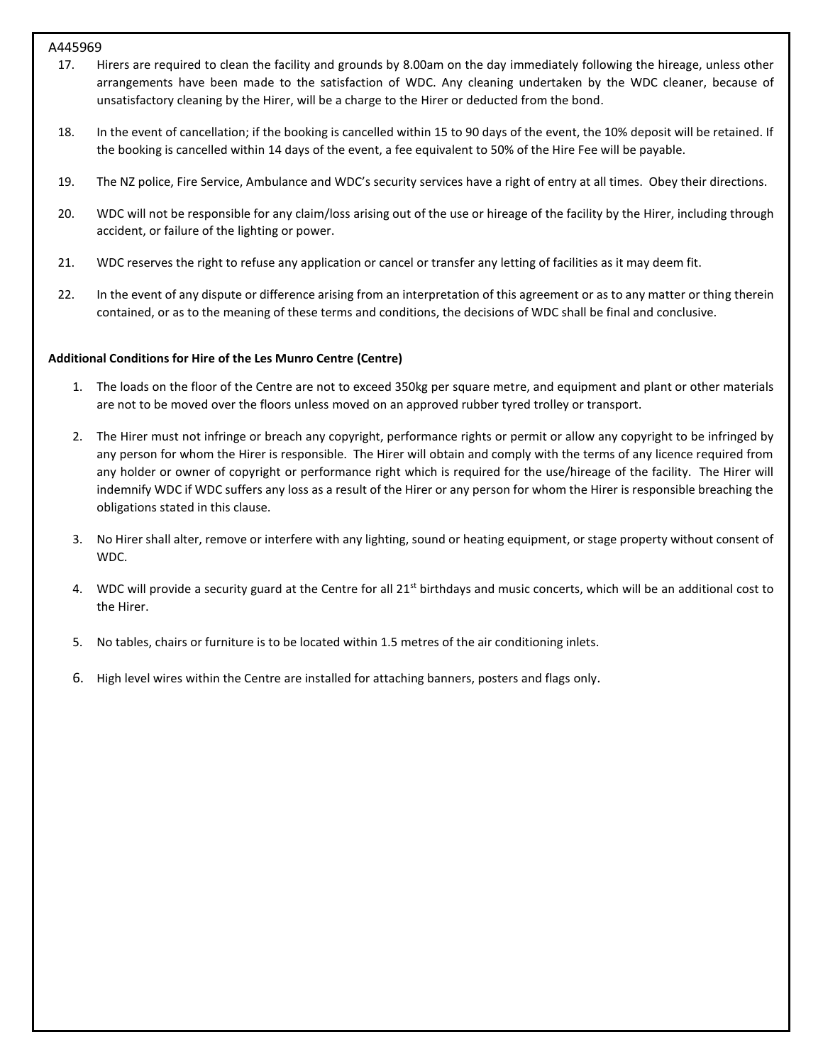A445969

17. Hirers are required to clean the facility and grounds by 8.00am on the day immediately following the hireage, unless other arrangements have been made to the satisfaction of WDC. Any cleaning undertaken by the WDC cleaner, because of unsatisfactory cleaning by the Hirer, will be a charge to the Hirer or deducted from the bond.

18. In the event of cancellation; if the booking is cancelled within 15 to 90 days of the event, the 10% deposit will be retained. If the booking is cancelled within 14 days of the event, a fee equivalent to 50% of the Hire Fee will be payable.

19. The NZ police, Fire Service, Ambulance and WDC's security services have a right of entry at all times. Obey their directions.

20. WDC will not be responsible for any claim/loss arising out of the use or hireage of the facility by the Hirer, including through accident, or failure of the lighting or power.

21. WDC reserves the right to refuse any application or cancel or transfer any letting of facilities as it may deem fit.

22. In the event of any dispute or difference arising from an interpretation of this agreement or as to any matter or thing therein contained, or as to the meaning of these terms and conditions, the decisions of WDC shall be final and conclusive.

**Additional Conditions for Hire of the Les Munro Centre (Centre)**

1. The loads on the floor of the Centre are not to exceed 350kg per square metre, and equipment and plant or other materials are not to be moved over the floors unless moved on an approved rubber tyred trolley or transport.

2. The Hirer must not infringe or breach any copyright, performance rights or permit or allow any copyright to be infringed by any person for whom the Hirer is responsible. The Hirer will obtain and comply with the terms of any licence required from any holder or owner of copyright or performance right which is required for the use/hireage of the facility. The Hirer will indemnify WDC if WDC suffers any loss as a result of the Hirer or any person for whom the Hirer is responsible breaching the obligations stated in this clause.

3. No Hirer shall alter, remove or interfere with any lighting, sound or heating equipment, or stage property without consent of WDC.

4. WDC will provide a security guard at the Centre for all 21st birthdays and music concerts, which will be an additional cost to the Hirer.

5. No tables, chairs or furniture is to be located within 1.5 metres of the air conditioning inlets.

6. High level wires within the Centre are installed for attaching banners, posters and flags only.